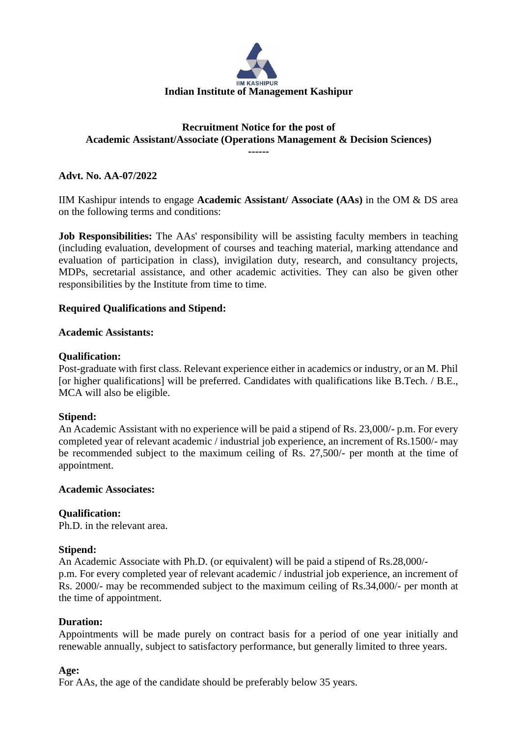# Indian Institute of Management Kashipur

## Recruitment Notice for the post of Academic Assistant/Associate (Operations Management & Decision Sciences)

------

**Advt. No. AA-07/2022**

IIM Kashipur intends to engage **Academic Assistant/ Associate (AAs)** in the OM & DS area on the following terms and conditions:

**Job Responsibilities:** The AAs' responsibility will be assisting faculty members in teaching (including evaluation, development of courses and teaching material, marking attendance and evaluation of participation in class), invigilation duty, research, and consultancy projects, MDPs, secretarial assistance, and other academic activities. They can also be given other responsibilities by the Institute from time to time.

**Required Qualifications and Stipend:**

**Academic Assistants:**

**Qualification:**
Post-graduate with first class. Relevant experience either in academics or industry, or an M. Phil [or higher qualifications] will be preferred. Candidates with qualifications like B.Tech. / B.E., MCA will also be eligible.

**Stipend:**
An Academic Assistant with no experience will be paid a stipend of Rs. 23,000/- p.m. For every completed year of relevant academic / industrial job experience, an increment of Rs.1500/- may be recommended subject to the maximum ceiling of Rs. 27,500/- per month at the time of appointment.

**Academic Associates:**

**Qualification:**
Ph.D. in the relevant area.

**Stipend:**
An Academic Associate with Ph.D. (or equivalent) will be paid a stipend of Rs.28,000/- p.m. For every completed year of relevant academic / industrial job experience, an increment of Rs. 2000/- may be recommended subject to the maximum ceiling of Rs.34,000/- per month at the time of appointment.

**Duration:**
Appointments will be made purely on contract basis for a period of one year initially and renewable annually, subject to satisfactory performance, but generally limited to three years.

**Age:**
For AAs, the age of the candidate should be preferably below 35 years.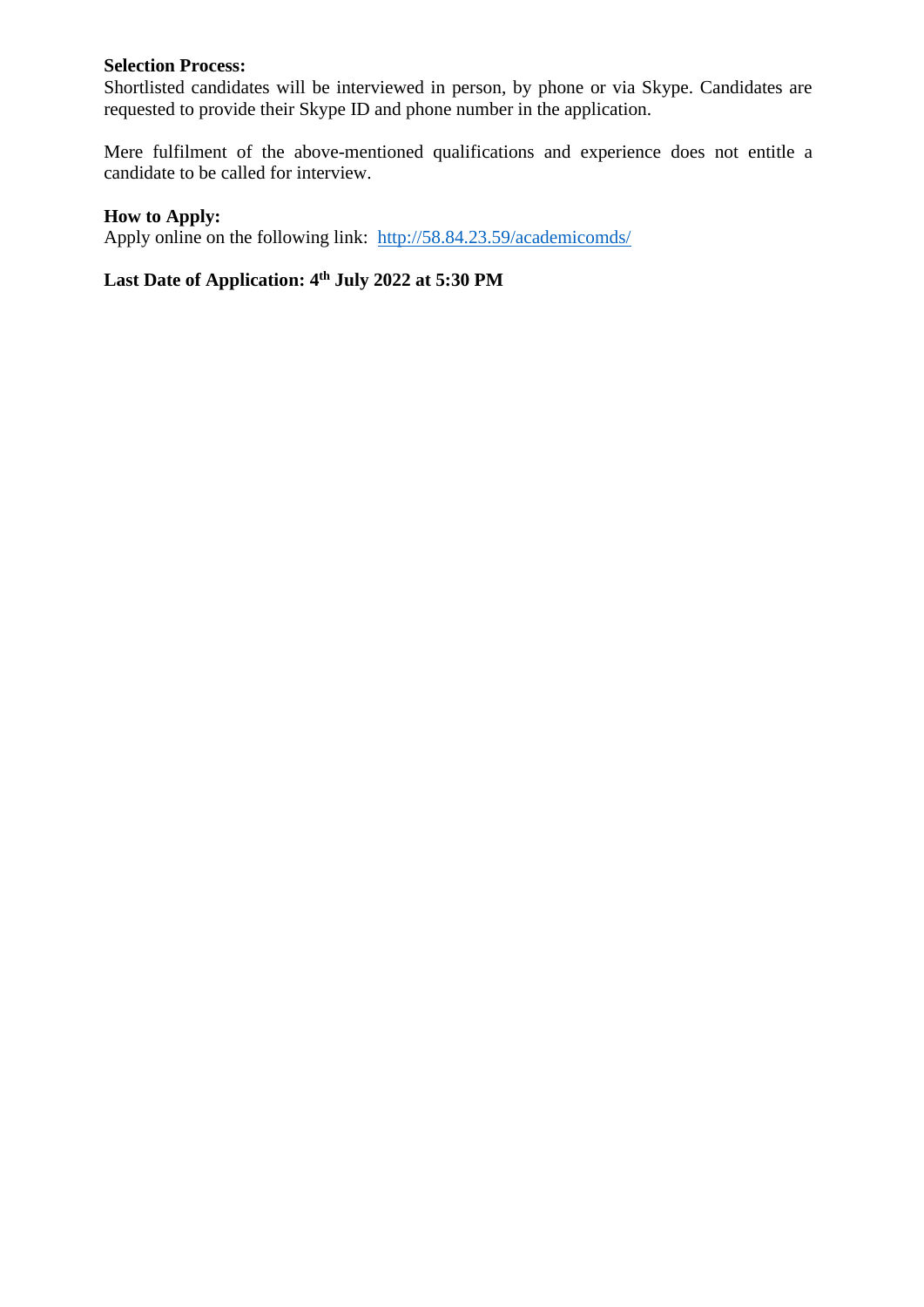**Selection Process:**

Shortlisted candidates will be interviewed in person, by phone or via Skype. Candidates are requested to provide their Skype ID and phone number in the application.

Mere fulfilment of the above-mentioned qualifications and experience does not entitle a candidate to be called for interview.

**How to Apply:**

Apply online on the following link: [http://58.84.23.59/academicomds/](http://58.84.23.59/academicomds/)

**Last Date of Application: 4th July 2022 at 5:30 PM**